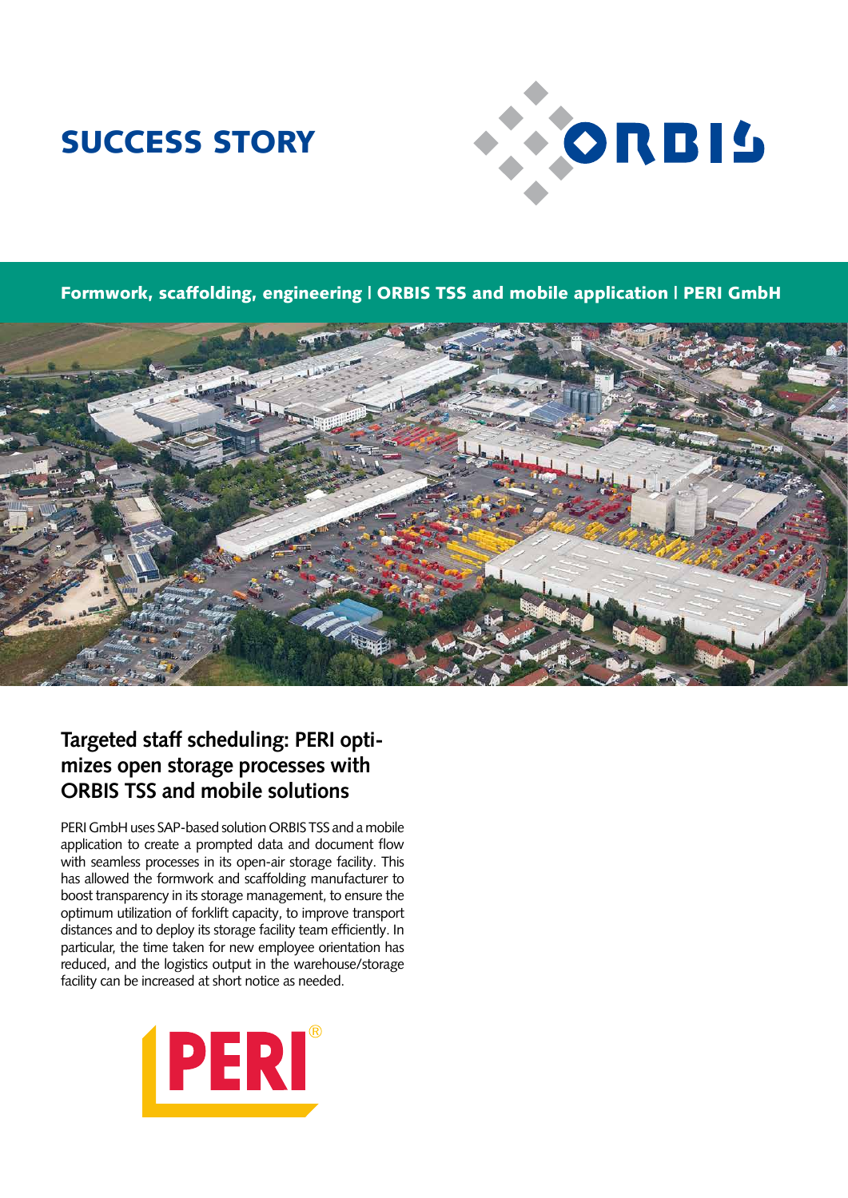# SUCCESS STORY

**Formwork, scaffolding, engineering | ORBIS TSS and mobile application | PERI GmbH**

## Targeted staff scheduling: PERI optimizes open storage processes with ORBIS TSS and mobile solutions

PERI GmbH uses SAP-based solution ORBIS TSS and a mobile application to create a prompted data and document flow with seamless processes in its open-air storage facility. This has allowed the formwork and scaffolding manufacturer to boost transparency in its storage management, to ensure the optimum utilization of forklift capacity, to improve transport distances and to deploy its storage facility team efficiently. In particular, the time taken for new employee orientation has reduced, and the logistics output in the warehouse/storage facility can be increased at short notice as needed.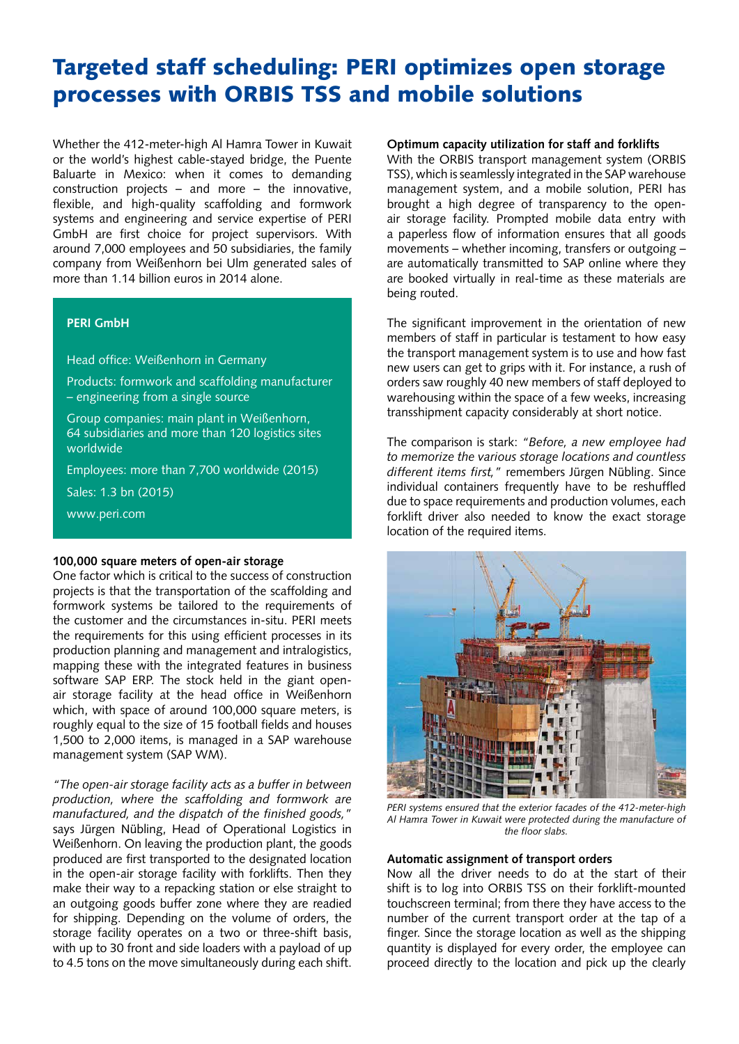# Targeted staff scheduling: PERI optimizes open storage processes with ORBIS TSS and mobile solutions

Whether the 412-meter-high Al Hamra Tower in Kuwait or the world's highest cable-stayed bridge, the Puente Baluarte in Mexico: when it comes to demanding construction projects – and more – the innovative, flexible, and high-quality scaffolding and formwork systems and engineering and service expertise of PERI GmbH are first choice for project supervisors. With around 7,000 employees and 50 subsidiaries, the family company from Weißenhorn bei Ulm generated sales of more than 1.14 billion euros in 2014 alone.

**PERI GmbH**

Head office: Weißenhorn in Germany

Products: formwork and scaffolding manufacturer – engineering from a single source

Group companies: main plant in Weißenhorn, 64 subsidiaries and more than 120 logistics sites worldwide

Employees: more than 7,700 worldwide (2015)

Sales: 1.3 bn (2015)

www.peri.com

**100,000 square meters of open-air storage**

One factor which is critical to the success of construction projects is that the transportation of the scaffolding and formwork systems be tailored to the requirements of the customer and the circumstances in-situ. PERI meets the requirements for this using efficient processes in its production planning and management and intralogistics, mapping these with the integrated features in business software SAP ERP. The stock held in the giant open-air storage facility at the head office in Weißenhorn which, with space of around 100,000 square meters, is roughly equal to the size of 15 football fields and houses 1,500 to 2,000 items, is managed in a SAP warehouse management system (SAP WM).

*"The open-air storage facility acts as a buffer in between production, where the scaffolding and formwork are manufactured, and the dispatch of the finished goods,"* says Jürgen Nübling, Head of Operational Logistics in Weißenhorn. On leaving the production plant, the goods produced are first transported to the designated location in the open-air storage facility with forklifts. Then they make their way to a repacking station or else straight to an outgoing goods buffer zone where they are readied for shipping. Depending on the volume of orders, the storage facility operates on a two or three-shift basis, with up to 30 front and side loaders with a payload of up to 4.5 tons on the move simultaneously during each shift.

**Optimum capacity utilization for staff and forklifts**

With the ORBIS transport management system (ORBIS TSS), which is seamlessly integrated in the SAP warehouse management system, and a mobile solution, PERI has brought a high degree of transparency to the open-air storage facility. Prompted mobile data entry with a paperless flow of information ensures that all goods movements – whether incoming, transfers or outgoing – are automatically transmitted to SAP online where they are booked virtually in real-time as these materials are being routed.

The significant improvement in the orientation of new members of staff in particular is testament to how easy the transport management system is to use and how fast new users can get to grips with it. For instance, a rush of orders saw roughly 40 new members of staff deployed to warehousing within the space of a few weeks, increasing transshipment capacity considerably at short notice.

The comparison is stark: *"Before, a new employee had to memorize the various storage locations and countless different items first,"* remembers Jürgen Nübling. Since individual containers frequently have to be reshuffled due to space requirements and production volumes, each forklift driver also needed to know the exact storage location of the required items.

*PERI systems ensured that the exterior facades of the 412-meter-high Al Hamra Tower in Kuwait were protected during the manufacture of the floor slabs.*

**Automatic assignment of transport orders**

Now all the driver needs to do at the start of their shift is to log into ORBIS TSS on their forklift-mounted touchscreen terminal; from there they have access to the number of the current transport order at the tap of a finger. Since the storage location as well as the shipping quantity is displayed for every order, the employee can proceed directly to the location and pick up the clearly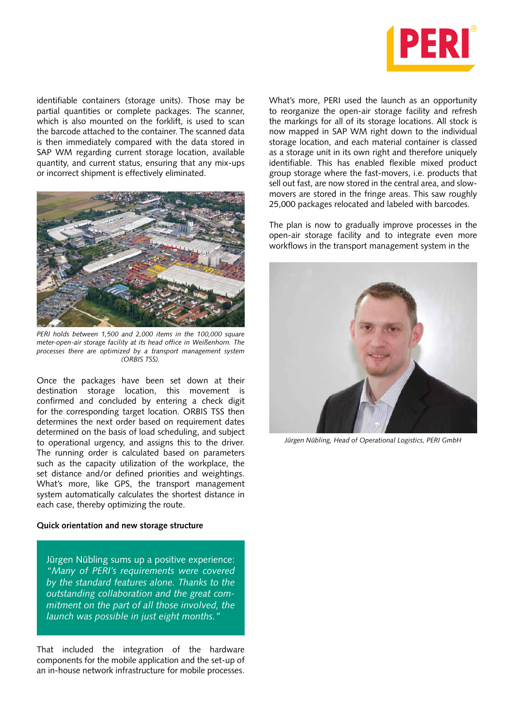identifiable containers (storage units). Those may be partial quantities or complete packages. The scanner, which is also mounted on the forklift, is used to scan the barcode attached to the container. The scanned data is then immediately compared with the data stored in SAP WM regarding current storage location, available quantity, and current status, ensuring that any mix-ups or incorrect shipment is effectively eliminated.

*PERI holds between 1,500 and 2,000 items in the 100,000 square meter-open-air storage facility at its head office in Weißenhorn. The processes there are optimized by a transport management system (ORBIS TSS).*

Once the packages have been set down at their destination storage location, this movement is confirmed and concluded by entering a check digit for the corresponding target location. ORBIS TSS then determines the next order based on requirement dates determined on the basis of load scheduling, and subject to operational urgency, and assigns this to the driver. The running order is calculated based on parameters such as the capacity utilization of the workplace, the set distance and/or defined priorities and weightings. What's more, like GPS, the transport management system automatically calculates the shortest distance in each case, thereby optimizing the route.

**Quick orientation and new storage structure**

Jürgen Nübling sums up a positive experience: *"Many of PERI's requirements were covered by the standard features alone. Thanks to the outstanding collaboration and the great commitment on the part of all those involved, the launch was possible in just eight months."*

That included the integration of the hardware components for the mobile application and the set-up of an in-house network infrastructure for mobile processes.

What's more, PERI used the launch as an opportunity to reorganize the open-air storage facility and refresh the markings for all of its storage locations. All stock is now mapped in SAP WM right down to the individual storage location, and each material container is classed as a storage unit in its own right and therefore uniquely identifiable. This has enabled flexible mixed product group storage where the fast-movers, i.e. products that sell out fast, are now stored in the central area, and slow-movers are stored in the fringe areas. This saw roughly 25,000 packages relocated and labeled with barcodes.

The plan is now to gradually improve processes in the open-air storage facility and to integrate even more workflows in the transport management system in the

*Jürgen Nübling, Head of Operational Logistics, PERI GmbH*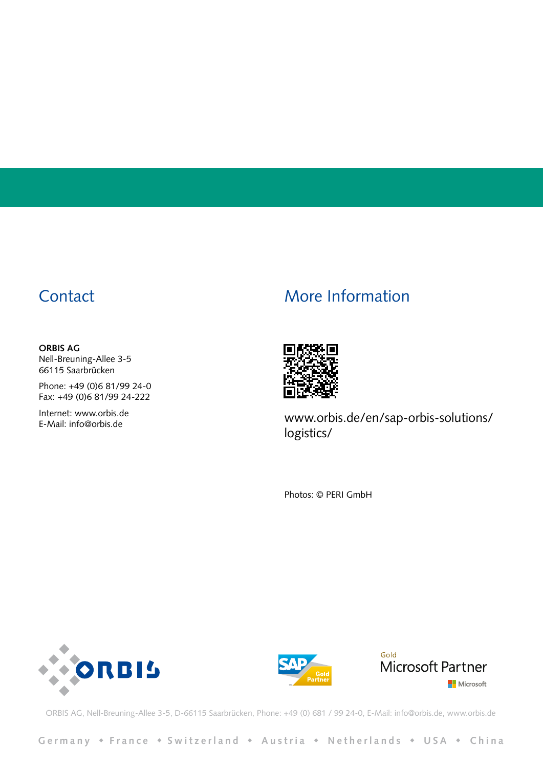## Contact

**ORBIS AG**
Nell-Breuning-Allee 3-5
66115 Saarbrücken

Phone: +49 (0)6 81/99 24-0
Fax: +49 (0)6 81/99 24-222

Internet: www.orbis.de
E-Mail: info@orbis.de

## More Information

www.orbis.de/en/sap-orbis-solutions/logistics/

Photos: © PERI GmbH

ORBIS

SAP Gold Partner

Gold
Microsoft Partner
Microsoft

ORBIS AG, Nell-Breuning-Allee 3-5, D-66115 Saarbrücken, Phone: +49 (0) 681 / 99 24-0, E-Mail: info@orbis.de, www.orbis.de

Germany • France • Switzerland • Austria • Netherlands • USA • China